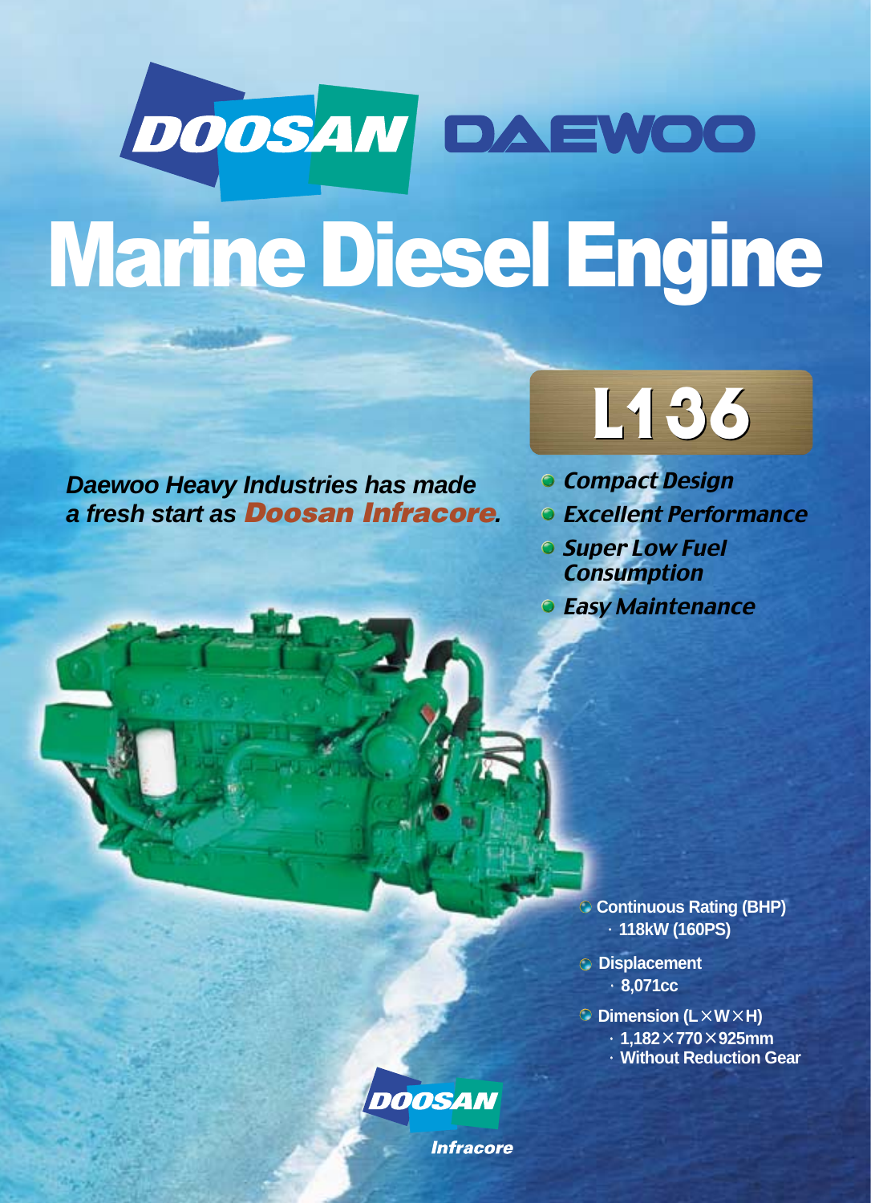DOOSAN DAEWOO

# Marine Diesel Engine

## L136

*Daewoo Heavy Industries has made a fresh start as* ***Doosan Infracore****.*

- ***Compact Design***
- ***Excellent Performance***
- ***Super Low Fuel Consumption***
- ***Easy Maintenance***

- **Continuous Rating (BHP)**
  - **118kW (160PS)**
- **Displacement**
  - **8,071cc**
- **Dimension (L×W×H)**
  - **1,182×770×925mm**
  - **Without Reduction Gear**

DOOSAN Infracore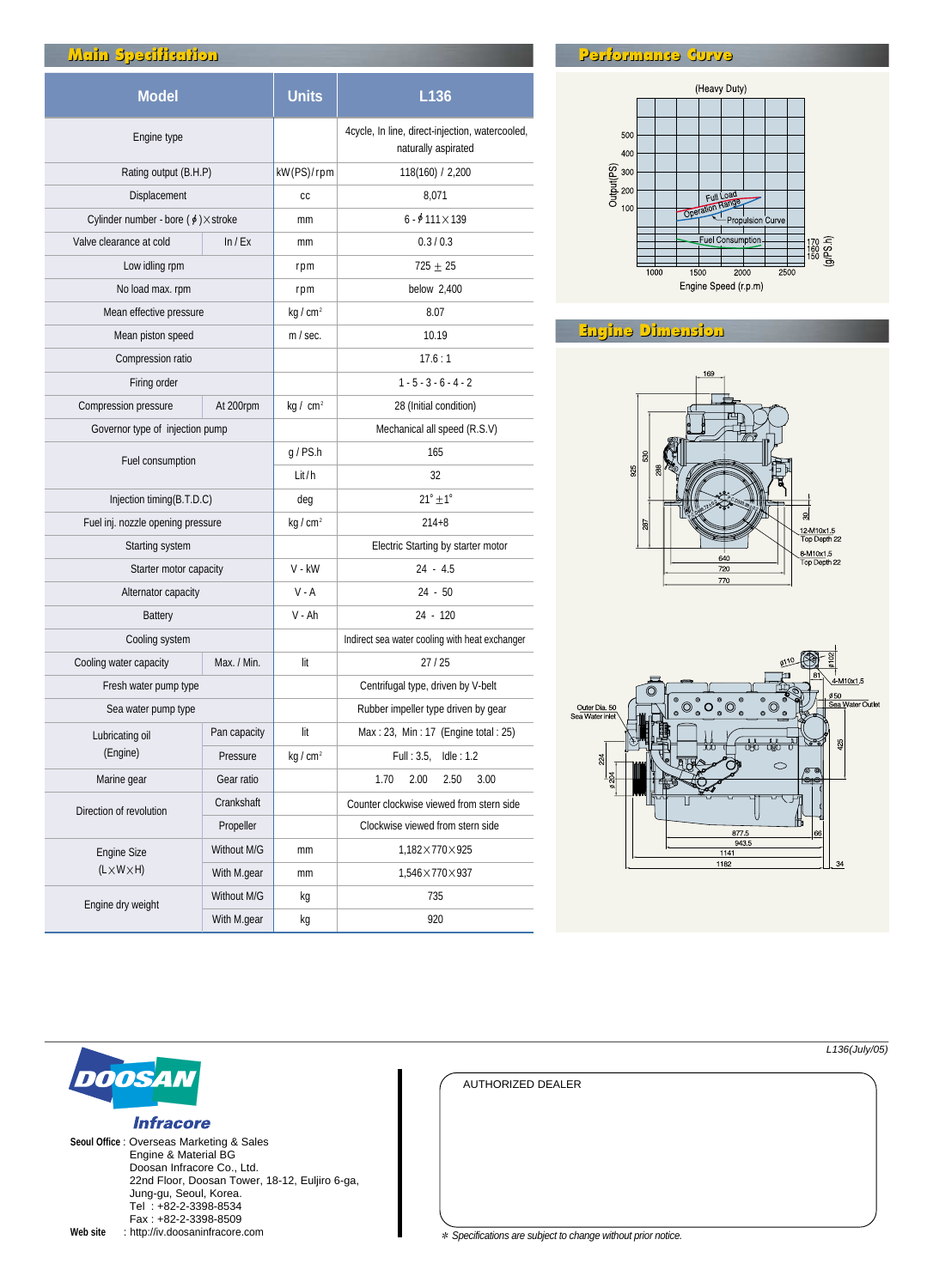## Main Specification

| Model | | Units | L136 |
|---|---|---|---|
| Engine type | | | 4cycle, In line, direct-injection, watercooled, naturally aspirated |
| Rating output (B.H.P) | | kW(PS)/rpm | 118(160) / 2,200 |
| Displacement | | cc | 8,071 |
| Cylinder number - bore ( ϕ )×stroke | | mm | 6 - ϕ 111×139 |
| Valve clearance at cold | In / Ex | mm | 0.3 / 0.3 |
| Low idling rpm | | rpm | 725 ± 25 |
| No load max. rpm | | rpm | below 2,400 |
| Mean effective pressure | | kg / cm² | 8.07 |
| Mean piston speed | | m / sec. | 10.19 |
| Compression ratio | | | 17.6 : 1 |
| Firing order | | | 1 - 5 - 3 - 6 - 4 - 2 |
| Compression pressure | At 200rpm | kg / cm² | 28 (Initial condition) |
| Governor type of injection pump | | | Mechanical all speed (R.S.V) |
| Fuel consumption | | g / PS.h | 165 |
| | | Lit / h | 32 |
| Injection timing(B.T.D.C) | | deg | 21° ±1° |
| Fuel inj. nozzle opening pressure | | kg / cm² | 214+8 |
| Starting system | | | Electric Starting by starter motor |
| Starter motor capacity | | V - kW | 24 - 4.5 |
| Alternator capacity | | V - A | 24 - 50 |
| Battery | | V - Ah | 24 - 120 |
| Cooling system | | | Indirect sea water cooling with heat exchanger |
| Cooling water capacity | Max. / Min. | lit | 27 / 25 |
| Fresh water pump type | | | Centrifugal type, driven by V-belt |
| Sea water pump type | | | Rubber impeller type driven by gear |
| Lubricating oil (Engine) | Pan capacity | lit | Max : 23, Min : 17 (Engine total : 25) |
| | Pressure | kg / cm² | Full : 3.5, Idle : 1.2 |
| Marine gear | Gear ratio | | 1.70 2.00 2.50 3.00 |
| Direction of revolution | Crankshaft | | Counter clockwise viewed from stern side |
| | Propeller | | Clockwise viewed from stern side |
| Engine Size (L×W×H) | Without M/G | mm | 1,182×770×925 |
| | With M.gear | mm | 1,546×770×937 |
| Engine dry weight | Without M/G | kg | 735 |
| | With M.gear | kg | 920 |

## Performance Curve

(Heavy Duty)

Output(PS)
500
400
300
200
100
Full Load
Operation Range
Propulsion Curve
Fuel Consumption
170
160
150
(g/PS.h)
1000 1500 2000 2500
Engine Speed (r.p.m)

## Engine Dimension

169
925
530
288
287
30
12-M10x1.5 Top Depth 22
8-M10x1.5 Top Depth 22
640
720
770

ϕ110
ϕ102
81
4-M10x1.5
ϕ50 Sea Water Outlet
Outer Dia. 50 Sea Water inlet
224
ϕ 204
425
877.5
943.5
66
1141
1182
34

L136(July/05)

DOOSAN
Infracore

**Seoul Office** : Overseas Marketing & Sales
Engine & Material BG
Doosan Infracore Co., Ltd.
22nd Floor, Doosan Tower, 18-12, Euljiro 6-ga,
Jung-gu, Seoul, Korea.
Tel : +82-2-3398-8534
Fax : +82-2-3398-8509

**Web site** : http://iv.doosaninfracore.com

AUTHORIZED DEALER

*✻ Specifications are subject to change without prior notice.*